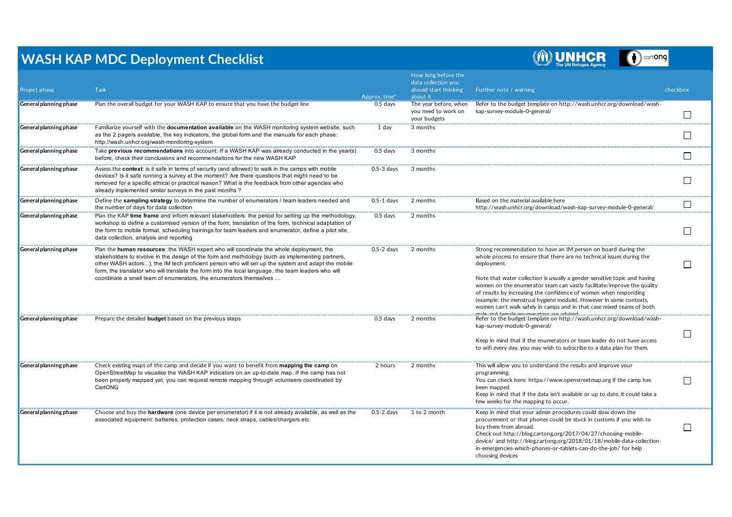# WASH KAP MDC Deployment Checklist

| Project phase | Task | Approx. time* | How long before the data collection you should start thinking about it | Further note / warning | checkbox |
|---|---|---|---|---|---|
| General planning phase | Plan the overall budget for your WASH KAP to ensure that you have the budget line | 0.5 days | The year before, when you need to work on your budgets | Refer to the budget template on http://wash.unhcr.org/download/wash-kap-survey-module-0-general/ | ☐ |
| General planning phase | Familiarize yourself with the **documentation available** on the WASH monitoring system website, such as the 2 pagers available, the key indicators, the global form and the manuals for each phase: http://wash.unhcr.org/wash-monitoring-system | 1 day | 3 months | | ☐ |
| General planning phase | Take **previous recommendations** into account: If a WASH KAP was already conducted in the year(s) before, check their conclusions and recommendations for the new WASH KAP | 0.5 days | 3 months | | ☐ |
| General planning phase | Assess the **context**: is it safe in terms of security (and allowed) to walk in the camps with mobile devices? Is it safe running a survey at the moment? Are there questions that might need to be removed for a specific ethical or practical reason? What is the feedback from other agencies who already implemented similar surveys in the past months ? | 0.5-3 days | 3 months | | ☐ |
| General planning phase | Define the **sampling strategy** to determine the number of enumerators / team leaders needed and the number of days for data collection | 0.5-1 days | 2 months | Based on the material available here http://wash.unhcr.org/download/wash-kap-survey-module-0-general/ | ☐ |
| General planning phase | Plan the KAP **time frame** and inform relevant stakeholders: the period for setting up the methodology, workshop to define a customised version of the form, translation of the form, technical adaptation of the form to mobile format, scheduling trainings for team leaders and enumerator, define a pilot site, data collection, analysis and reporting | 0.5 days | 2 months | | ☐ |
| General planning phase | Plan the **human resources**: the WASH expert who will coordinate the whole deployment, the stakeholders to involve in the design of the form and methdology (such as implementing partners, other WASH actors...), the IM tech proficient person who will set up the system and adapt the mobile form, the translator who will translate the form into the local language, the team leaders who will coordinate a small team of enumerators, the enumerators themselves ... | 0.5-2 days | 2 months | Strong recommendation to have an IM person on board during the whole process to ensure that there are no technical issues during the deployment.<br><br>Note that water collection is usually a gender sensitive topic and having women on the enumerator team can vastly facilitate/improve the quality of results by increasing the confidence of women when responding (example: the menstrual hygiene module). However in some contexts, women can't walk safely in camps and in that case mixed teams of both male and female enumerators are advised. | ☐ |
| General planning phase | Prepare the detailed **budget** based on the previous steps | 0.5 days | 2 months | Refer to the budget template on http://wash.unhcr.org/download/wash-kap-survey-module-0-general/<br><br>Keep in mind that if the enumerators or team leader do not have access to wifi every day, you may wish to subscribe to a data plan for them. | ☐ |
| General planning phase | Check existing maps of the camp and decide if you want to benefit from **mapping the camp** on OpenStreetMap to visualise the WASH KAP indicators on an up-to-date map. If the camp has not been properly mapped yet, you can request remote mapping through volunteers coordinated by CartONG | 2 hours | 2 months | This will allow you to understand the results and improve your programming.<br>You can check here: https://www.openstreetmap.org if the camp has been mapped<br>Keep in mind that if the data isn't available or up to date, it could take a few weeks for the mapping to occur. | ☐ |
| General planning phase | Choose and buy the **hardware** (one device per enumerator) if it is not already available, as well as the associated equipment: batteries, protection cases, neck straps, cables/chargers etc. | 0.5-2 days | 1 to 2 month | Keep in mind that your admin procedures could slow down the procurement or that phones could be stuck in customs if you wish to buy them from abroad.<br>Check out http://blog.cartong.org/2017/04/27/choosing-mobile-device/ and http://blog.cartong.org/2018/01/18/mobile-data-collection-in-emergencies-which-phones-or-tablets-can-do-the-job/ for help choosing devices | ☐ |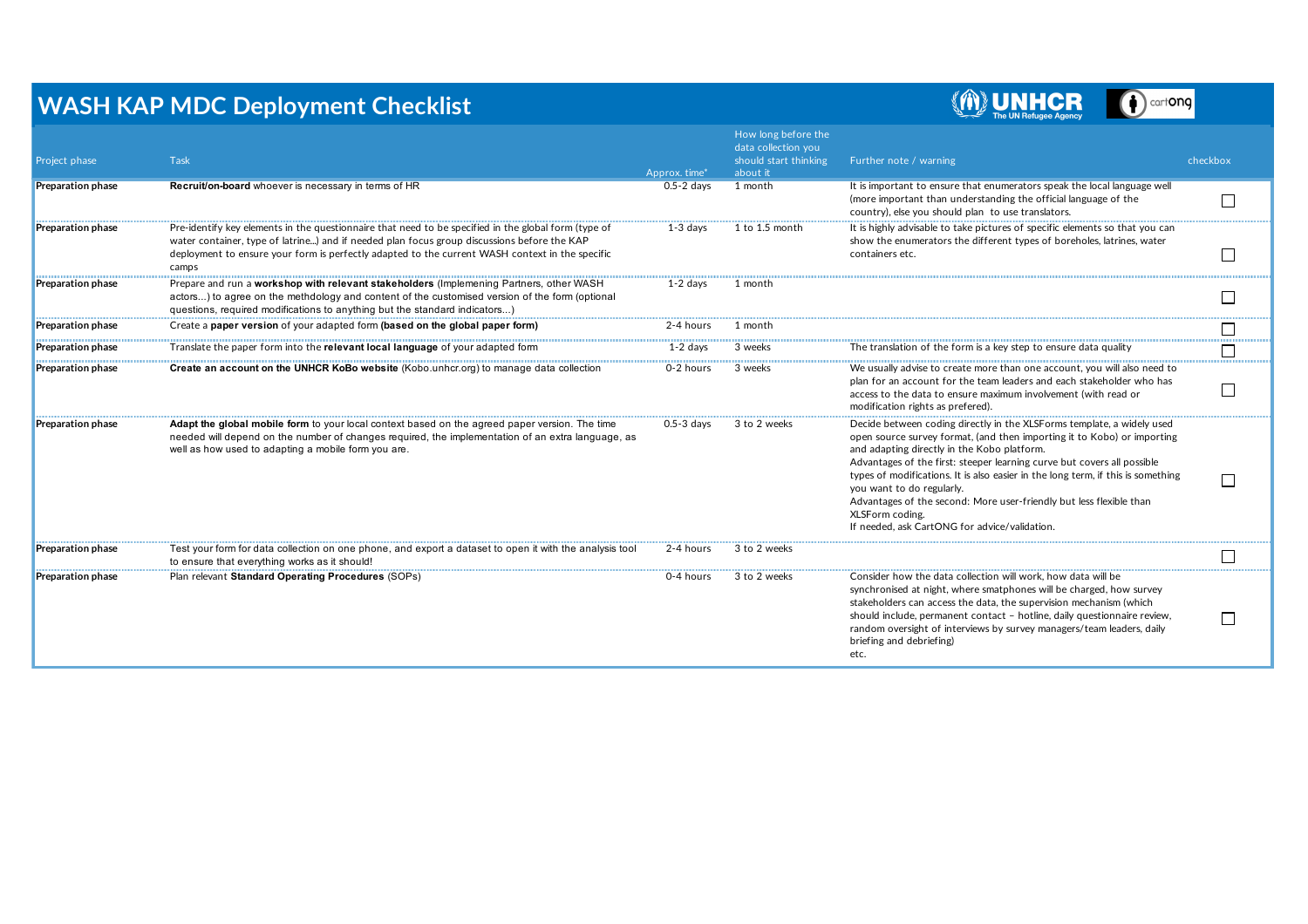# WASH KAP MDC Deployment Checklist

| Project phase | Task | Approx. time* | How long before the data collection you should start thinking about it | Further note / warning | checkbox |
|---|---|---|---|---|---|
| **Preparation phase** | **Recruit/on-board** whoever is necessary in terms of HR | 0.5-2 days | 1 month | It is important to ensure that enumerators speak the local language well (more important than understanding the official language of the country), else you should plan to use translators. | ☐ |
| **Preparation phase** | Pre-identify key elements in the questionnaire that need to be specified in the global form (type of water container, type of latrine...) and if needed plan focus group discussions before the KAP deployment to ensure your form is perfectly adapted to the current WASH context in the specific camps | 1-3 days | 1 to 1.5 month | It is highly advisable to take pictures of specific elements so that you can show the enumerators the different types of boreholes, latrines, water containers etc. | ☐ |
| **Preparation phase** | Prepare and run a **workshop with relevant stakeholders** (Implemening Partners, other WASH actors...) to agree on the methdology and content of the customised version of the form (optional questions, required modifications to anything but the standard indicators...) | 1-2 days | 1 month | | ☐ |
| **Preparation phase** | Create a **paper version** of your adapted form **(based on the global paper form)** | 2-4 hours | 1 month | | ☐ |
| **Preparation phase** | Translate the paper form into the **relevant local language** of your adapted form | 1-2 days | 3 weeks | The translation of the form is a key step to ensure data quality | ☐ |
| **Preparation phase** | **Create an account on the UNHCR KoBo website** (Kobo.unhcr.org) to manage data collection | 0-2 hours | 3 weeks | We usually advise to create more than one account, you will also need to plan for an account for the team leaders and each stakeholder who has access to the data to ensure maximum involvement (with read or modification rights as prefered). | ☐ |
| **Preparation phase** | **Adapt the global mobile form** to your local context based on the agreed paper version. The time needed will depend on the number of changes required, the implementation of an extra language, as well as how used to adapting a mobile form you are. | 0.5-3 days | 3 to 2 weeks | Decide between coding directly in the XLSForms template, a widely used open source survey format, (and then importing it to Kobo) or importing and adapting directly in the Kobo platform.<br>Advantages of the first: steeper learning curve but covers all possible types of modifications. It is also easier in the long term, if this is something you want to do regularly.<br>Advantages of the second: More user-friendly but less flexible than XLSForm coding.<br>If needed, ask CartONG for advice/validation. | ☐ |
| **Preparation phase** | Test your form for data collection on one phone, and export a dataset to open it with the analysis tool to ensure that everything works as it should! | 2-4 hours | 3 to 2 weeks | | ☐ |
| **Preparation phase** | Plan relevant **Standard Operating Procedures** (SOPs) | 0-4 hours | 3 to 2 weeks | Consider how the data collection will work, how data will be synchronised at night, where smatphones will be charged, how survey stakeholders can access the data, the supervision mechanism (which should include, permanent contact – hotline, daily questionnaire review, random oversight of interviews by survey managers/team leaders, daily briefing and debriefing)<br>etc. | ☐ |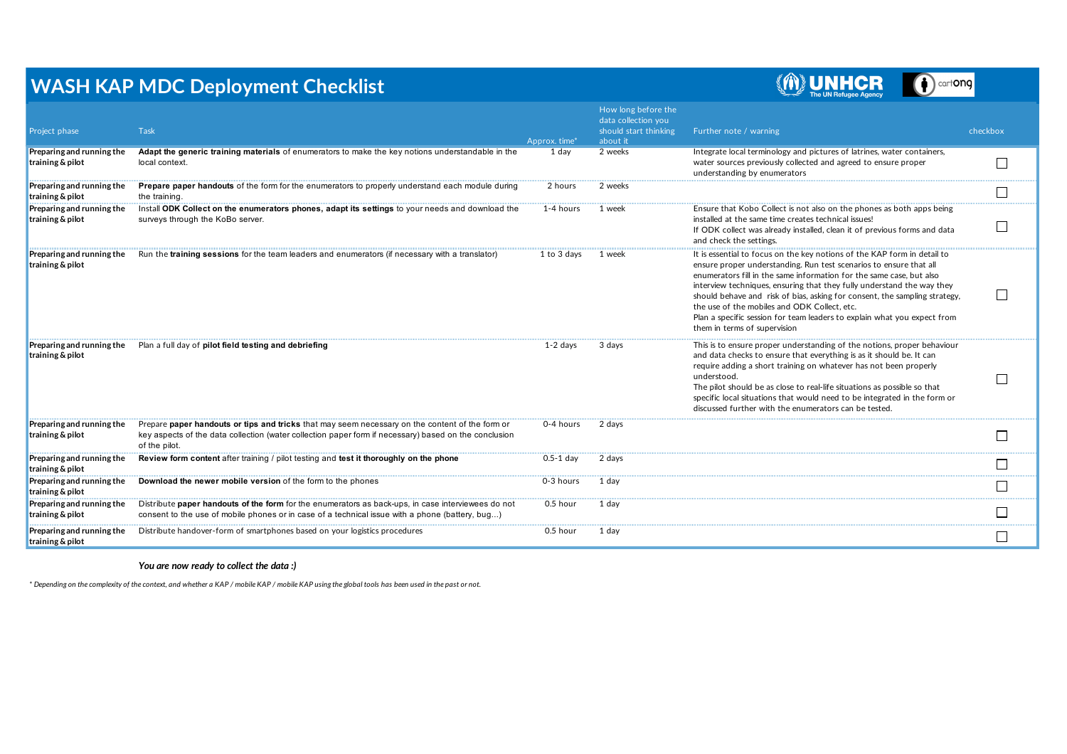# WASH KAP MDC Deployment Checklist

| Project phase | Task | Approx. time* | How long before the data collection you should start thinking about it | Further note / warning | checkbox |
|---|---|---|---|---|---|
| Preparing and running the training & pilot | **Adapt the generic training materials** of enumerators to make the key notions understandable in the local context. | 1 day | 2 weeks | Integrate local terminology and pictures of latrines, water containers, water sources previously collected and agreed to ensure proper understanding by enumerators | ☐ |
| Preparing and running the training & pilot | **Prepare paper handouts** of the form for the enumerators to properly understand each module during the training. | 2 hours | 2 weeks | | ☐ |
| Preparing and running the training & pilot | Install **ODK Collect on the enumerators phones, adapt its settings** to your needs and download the surveys through the KoBo server. | 1-4 hours | 1 week | Ensure that Kobo Collect is not also on the phones as both apps being installed at the same time creates technical issues! If ODK collect was already installed, clean it of previous forms and data and check the settings. | ☐ |
| Preparing and running the training & pilot | Run the **training sessions** for the team leaders and enumerators (if necessary with a translator) | 1 to 3 days | 1 week | It is essential to focus on the key notions of the KAP form in detail to ensure proper understanding. Run test scenarios to ensure that all enumerators fill in the same information for the same case, but also interview techniques, ensuring that they fully understand the way they should behave and risk of bias, asking for consent, the sampling strategy, the use of the mobiles and ODK Collect, etc. Plan a specific session for team leaders to explain what you expect from them in terms of supervision | ☐ |
| Preparing and running the training & pilot | Plan a full day of **pilot field testing and debriefing** | 1-2 days | 3 days | This is to ensure proper understanding of the notions, proper behaviour and data checks to ensure that everything is as it should be. It can require adding a short training on whatever has not been properly understood. The pilot should be as close to real-life situations as possible so that specific local situations that would need to be integrated in the form or discussed further with the enumerators can be tested. | ☐ |
| Preparing and running the training & pilot | Prepare **paper handouts or tips and tricks** that may seem necessary on the content of the form or key aspects of the data collection (water collection paper form if necessary) based on the conclusion of the pilot. | 0-4 hours | 2 days | | ☐ |
| Preparing and running the training & pilot | **Review form content** after training / pilot testing and **test it thoroughly on the phone** | 0.5-1 day | 2 days | | ☐ |
| Preparing and running the training & pilot | **Download the newer mobile version** of the form to the phones | 0-3 hours | 1 day | | ☐ |
| Preparing and running the training & pilot | Distribute **paper handouts of the form** for the enumerators as back-ups, in case interviewees do not consent to the use of mobile phones or in case of a technical issue with a phone (battery, bug…) | 0.5 hour | 1 day | | ☐ |
| Preparing and running the training & pilot | Distribute handover-form of smartphones based on your logistics procedures | 0.5 hour | 1 day | | ☐ |

***You are now ready to collect the data :)***

*\* Depending on the complexity of the context, and whether a KAP / mobile KAP / mobile KAP using the global tools has been used in the past or not.*